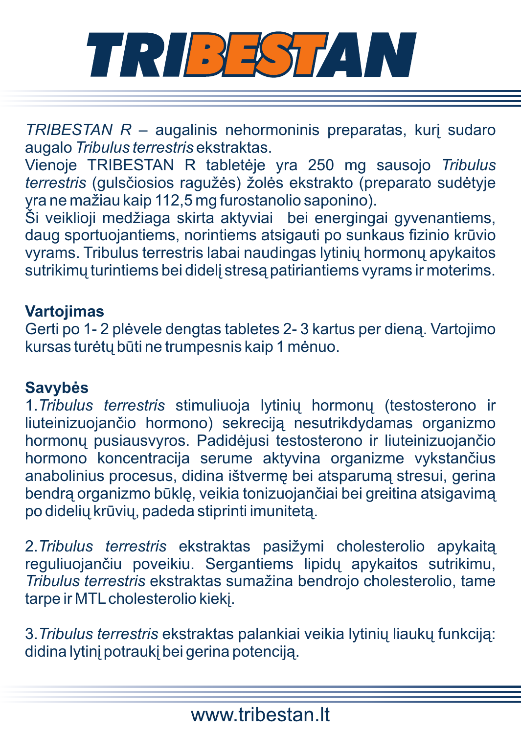# TRIBESTAN

*TRIBESTAN R* – augalinis nehormoninis preparatas, kurį sudaro augalo *Tribulus terrestris* ekstraktas.
Vienoje TRIBESTAN R tabletėje yra 250 mg sausojo *Tribulus terrestris* (gulsčiosios ragužės) žolės ekstrakto (preparato sudėtyje yra ne mažiau kaip 112,5 mg furostanolio saponino).
Ši veiklioji medžiaga skirta aktyviai bei energingai gyvenantiems, daug sportuojantiems, norintiems atsigauti po sunkaus fizinio krūvio vyrams. Tribulus terrestris labai naudingas lytinių hormonų apykaitos sutrikimų turintiems bei didelį stresą patiriantiems vyrams ir moterims.

**Vartojimas**
Gerti po 1- 2 plėvele dengtas tabletes 2- 3 kartus per dieną. Vartojimo kursas turėtų būti ne trumpesnis kaip 1 mėnuo.

**Savybės**
1.*Tribulus terrestris* stimuliuoja lytinių hormonų (testosterono ir liuteinizuojančio hormono) sekreciją nesutrikdydamas organizmo hormonų pusiausvyros. Padidėjusi testosterono ir liuteinizuojančio hormono koncentracija serume aktyvina organizme vykstančius anabolinius procesus, didina ištvermę bei atsparumą stresui, gerina bendrą organizmo būklę, veikia tonizuojančiai bei greitina atsigavimą po didelių krūvių, padeda stiprinti imunitetą.

2.*Tribulus terrestris* ekstraktas pasižymi cholesterolio apykaitą reguliuojančiu poveikiu. Sergantiems lipidų apykaitos sutrikimu, *Tribulus terrestris* ekstraktas sumažina bendrojo cholesterolio, tame tarpe ir MTL cholesterolio kiekį.

3.*Tribulus terrestris* ekstraktas palankiai veikia lytinių liaukų funkciją: didina lytinį potraukį bei gerina potenciją.

www.tribestan.lt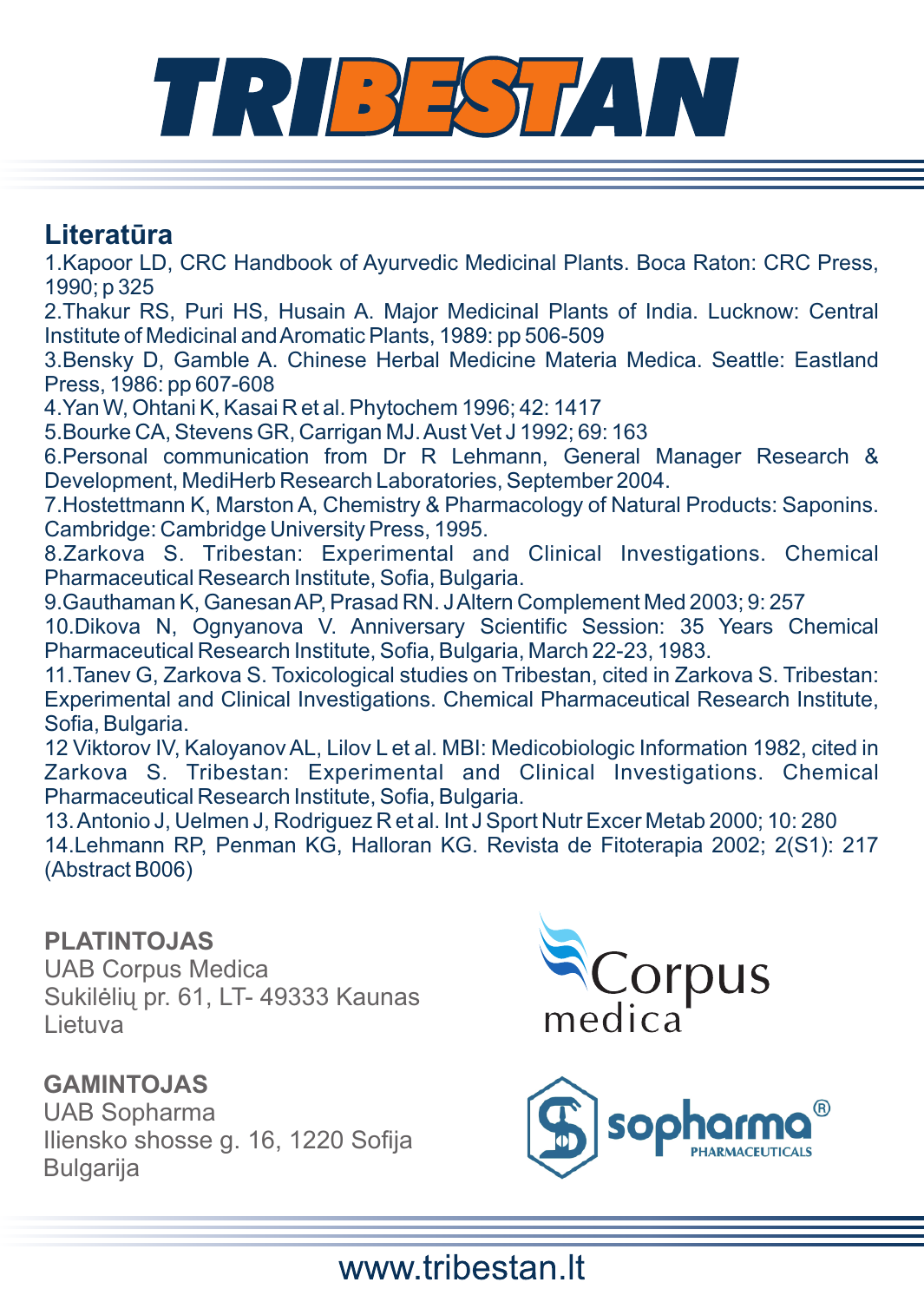# TRIBESTAN

## Literatūra

1. Kapoor LD, CRC Handbook of Ayurvedic Medicinal Plants. Boca Raton: CRC Press, 1990; p 325
2. Thakur RS, Puri HS, Husain A. Major Medicinal Plants of India. Lucknow: Central Institute of Medicinal and Aromatic Plants, 1989: pp 506-509
3. Bensky D, Gamble A. Chinese Herbal Medicine Materia Medica. Seattle: Eastland Press, 1986: pp 607-608
4. Yan W, Ohtani K, Kasai R et al. Phytochem 1996; 42: 1417
5. Bourke CA, Stevens GR, Carrigan MJ. Aust Vet J 1992; 69: 163
6. Personal communication from Dr R Lehmann, General Manager Research & Development, MediHerb Research Laboratories, September 2004.
7. Hostettmann K, Marston A, Chemistry & Pharmacology of Natural Products: Saponins. Cambridge: Cambridge University Press, 1995.
8. Zarkova S. Tribestan: Experimental and Clinical Investigations. Chemical Pharmaceutical Research Institute, Sofia, Bulgaria.
9. Gauthaman K, Ganesan AP, Prasad RN. J Altern Complement Med 2003; 9: 257
10. Dikova N, Ognyanova V. Anniversary Scientific Session: 35 Years Chemical Pharmaceutical Research Institute, Sofia, Bulgaria, March 22-23, 1983.
11. Tanev G, Zarkova S. Toxicological studies on Tribestan, cited in Zarkova S. Tribestan: Experimental and Clinical Investigations. Chemical Pharmaceutical Research Institute, Sofia, Bulgaria.
12. Viktorov IV, Kaloyanov AL, Lilov L et al. MBI: Medicobiologic Information 1982, cited in Zarkova S. Tribestan: Experimental and Clinical Investigations. Chemical Pharmaceutical Research Institute, Sofia, Bulgaria.
13. Antonio J, Uelmen J, Rodriguez R et al. Int J Sport Nutr Excer Metab 2000; 10: 280
14. Lehmann RP, Penman KG, Halloran KG. Revista de Fitoterapia 2002; 2(S1): 217 (Abstract B006)

**PLATINTOJAS**
UAB Corpus Medica
Sukilėlių pr. 61, LT- 49333 Kaunas
Lietuva

Corpus medica

**GAMINTOJAS**
UAB Sopharma
Iliensko shosse g. 16, 1220 Sofija
Bulgarija

sopharma® PHARMACEUTICALS

www.tribestan.lt